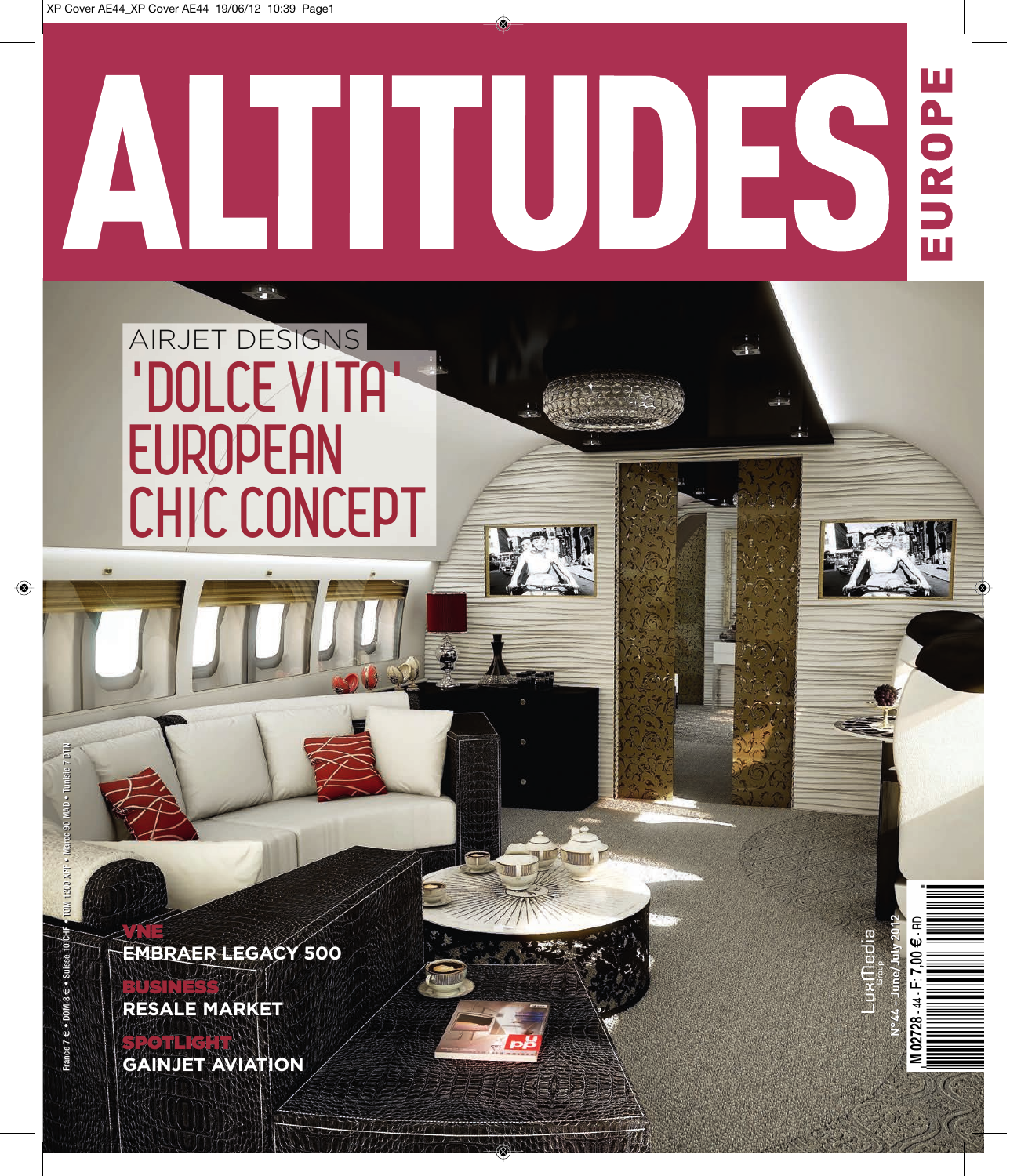# ALTITUDES EUROPE

## AIRJET DESIGNS 'DOLCE VITA' EUROPEAN CHIC CONCEPT

VNE
**EMBRAER LEGACY 500**

BUSINESS
**RESALE MARKET**

SPOTLIGHT
**GAINJET AVIATION**

France 7 € • DOM 8 € • Suisse 10 CHF • TOM 1200 XPF • Maroc 90 MAD • Tunisie 7 DTN

LuxMedia Group

N° 44 - June/July 2012

M 02728 - 44 - F: 7,00 € - RD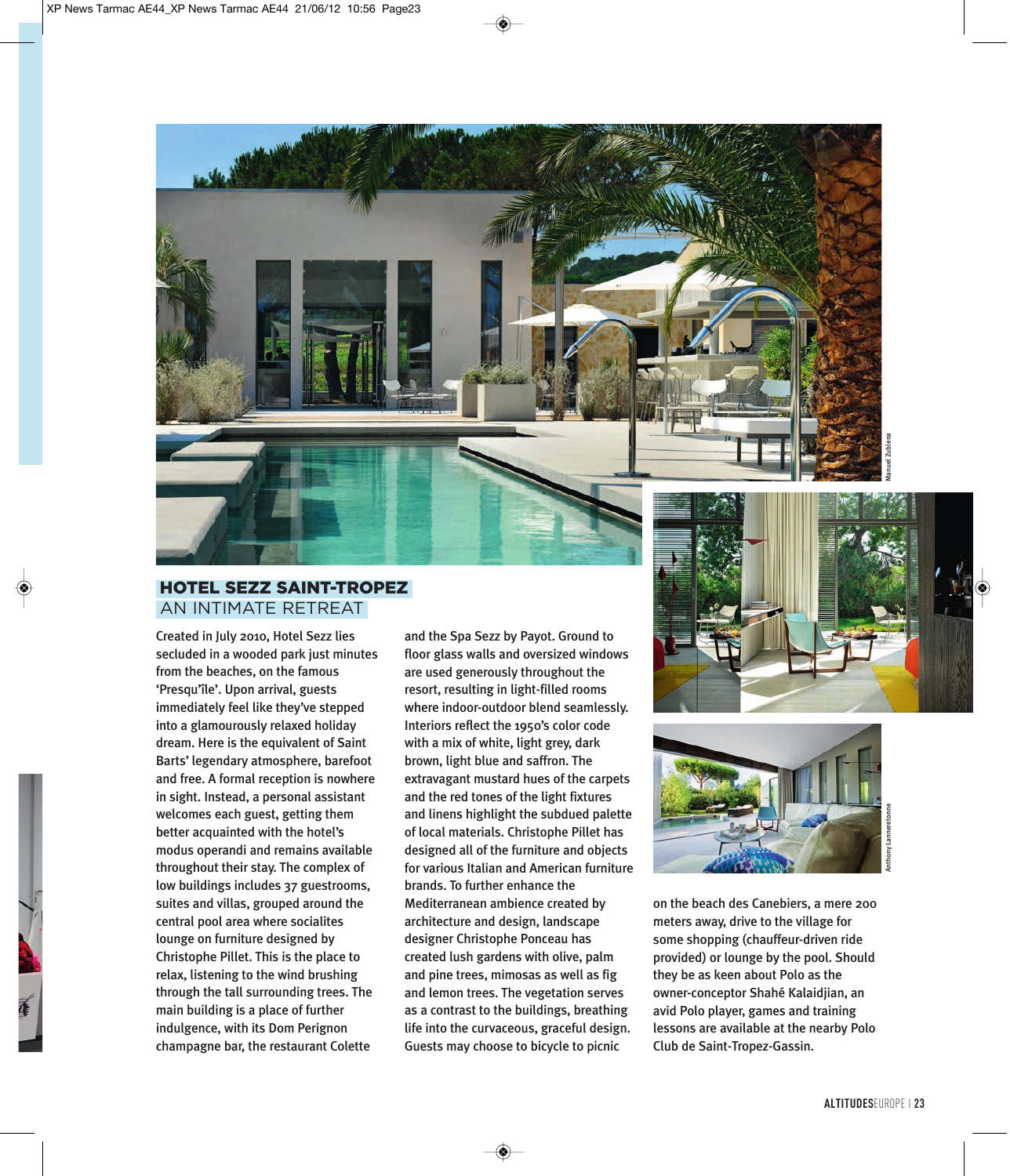## HOTEL SEZZ SAINT-TROPEZ
### AN INTIMATE RETREAT

Created in July 2010, Hotel Sezz lies secluded in a wooded park just minutes from the beaches, on the famous 'Presqu'île'. Upon arrival, guests immediately feel like they've stepped into a glamourously relaxed holiday dream. Here is the equivalent of Saint Barts' legendary atmosphere, barefoot and free. A formal reception is nowhere in sight. Instead, a personal assistant welcomes each guest, getting them better acquainted with the hotel's modus operandi and remains available throughout their stay. The complex of low buildings includes 37 guestrooms, suites and villas, grouped around the central pool area where socialites lounge on furniture designed by Christophe Pillet. This is the place to relax, listening to the wind brushing through the tall surrounding trees. The main building is a place of further indulgence, with its Dom Perignon champagne bar, the restaurant Colette and the Spa Sezz by Payot. Ground to floor glass walls and oversized windows are used generously throughout the resort, resulting in light-filled rooms where indoor-outdoor blend seamlessly. Interiors reflect the 1950's color code with a mix of white, light grey, dark brown, light blue and saffron. The extravagant mustard hues of the carpets and the red tones of the light fixtures and linens highlight the subdued palette of local materials. Christophe Pillet has designed all of the furniture and objects for various Italian and American furniture brands. To further enhance the Mediterranean ambience created by architecture and design, landscape designer Christophe Ponceau has created lush gardens with olive, palm and pine trees, mimosas as well as fig and lemon trees. The vegetation serves as a contrast to the buildings, breathing life into the curvaceous, graceful design. Guests may choose to bicycle to picnic on the beach des Canebiers, a mere 200 meters away, drive to the village for some shopping (chauffeur-driven ride provided) or lounge by the pool. Should they be as keen about Polo as the owner-conceptor Shahé Kalaidjian, an avid Polo player, games and training lessons are available at the nearby Polo Club de Saint-Tropez-Gassin.

Manuel Zublena

Anthony Lanneretonne